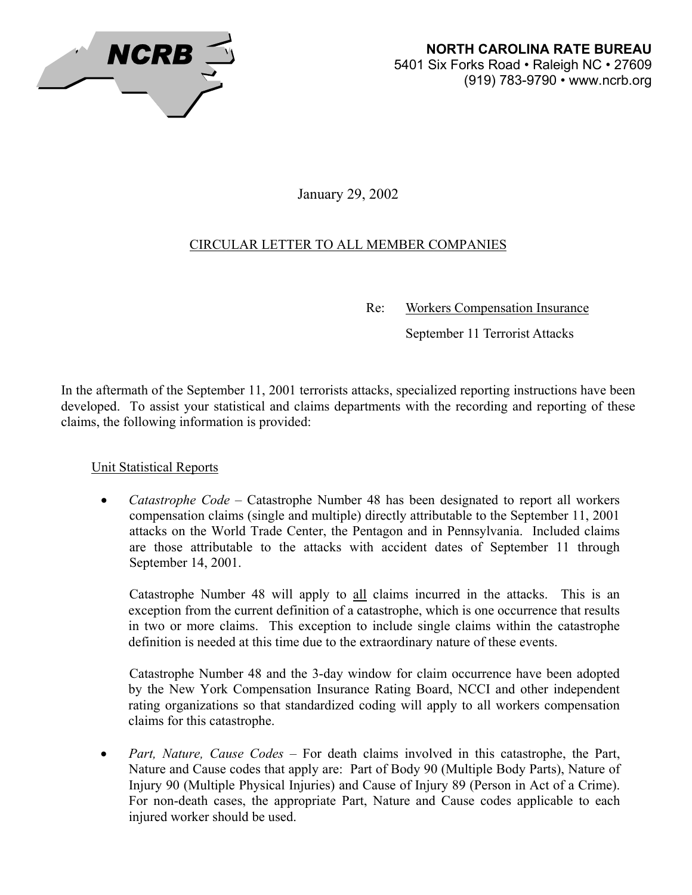**NCRB**

**NORTH CAROLINA RATE BUREAU**
5401 Six Forks Road • Raleigh NC • 27609
(919) 783-9790 • www.ncrb.org

January 29, 2002

CIRCULAR LETTER TO ALL MEMBER COMPANIES

Re: Workers Compensation Insurance
September 11 Terrorist Attacks

In the aftermath of the September 11, 2001 terrorists attacks, specialized reporting instructions have been developed. To assist your statistical and claims departments with the recording and reporting of these claims, the following information is provided:

Unit Statistical Reports

- *Catastrophe Code* – Catastrophe Number 48 has been designated to report all workers compensation claims (single and multiple) directly attributable to the September 11, 2001 attacks on the World Trade Center, the Pentagon and in Pennsylvania. Included claims are those attributable to the attacks with accident dates of September 11 through September 14, 2001.

  Catastrophe Number 48 will apply to all claims incurred in the attacks. This is an exception from the current definition of a catastrophe, which is one occurrence that results in two or more claims. This exception to include single claims within the catastrophe definition is needed at this time due to the extraordinary nature of these events.

  Catastrophe Number 48 and the 3-day window for claim occurrence have been adopted by the New York Compensation Insurance Rating Board, NCCI and other independent rating organizations so that standardized coding will apply to all workers compensation claims for this catastrophe.

- *Part, Nature, Cause Codes* – For death claims involved in this catastrophe, the Part, Nature and Cause codes that apply are: Part of Body 90 (Multiple Body Parts), Nature of Injury 90 (Multiple Physical Injuries) and Cause of Injury 89 (Person in Act of a Crime). For non-death cases, the appropriate Part, Nature and Cause codes applicable to each injured worker should be used.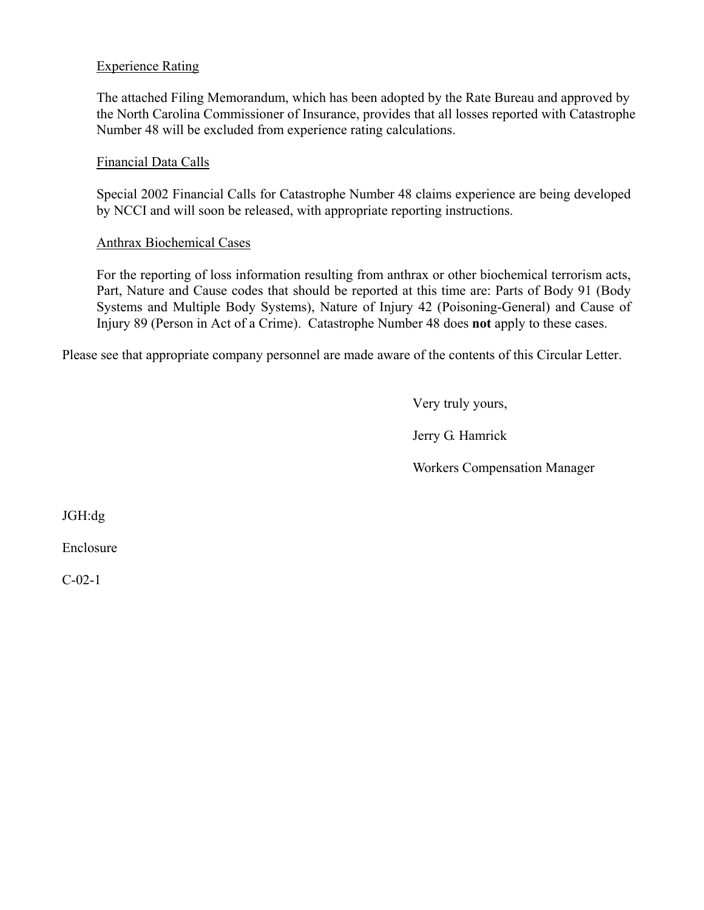Experience Rating

The attached Filing Memorandum, which has been adopted by the Rate Bureau and approved by the North Carolina Commissioner of Insurance, provides that all losses reported with Catastrophe Number 48 will be excluded from experience rating calculations.

Financial Data Calls

Special 2002 Financial Calls for Catastrophe Number 48 claims experience are being developed by NCCI and will soon be released, with appropriate reporting instructions.

Anthrax Biochemical Cases

For the reporting of loss information resulting from anthrax or other biochemical terrorism acts, Part, Nature and Cause codes that should be reported at this time are: Parts of Body 91 (Body Systems and Multiple Body Systems), Nature of Injury 42 (Poisoning-General) and Cause of Injury 89 (Person in Act of a Crime). Catastrophe Number 48 does **not** apply to these cases.

Please see that appropriate company personnel are made aware of the contents of this Circular Letter.

Very truly yours,

Jerry G. Hamrick

Workers Compensation Manager

JGH:dg

Enclosure

C-02-1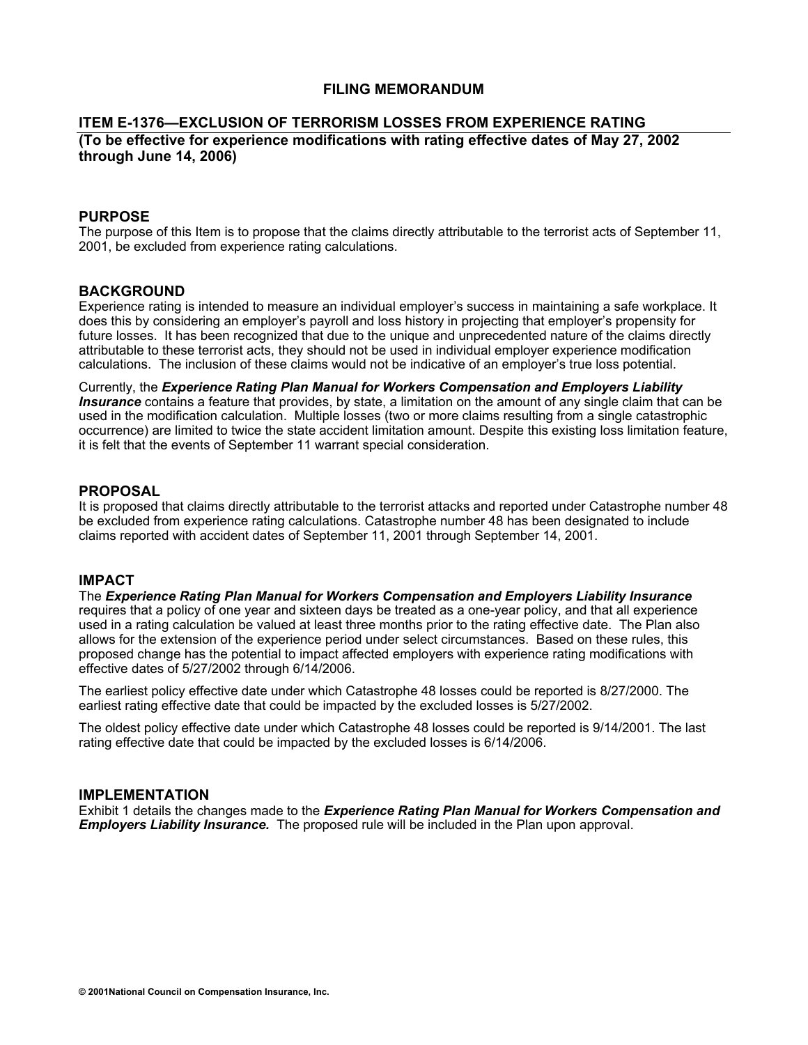# FILING MEMORANDUM

## ITEM E-1376—EXCLUSION OF TERRORISM LOSSES FROM EXPERIENCE RATING

**(To be effective for experience modifications with rating effective dates of May 27, 2002 through June 14, 2006)**

### PURPOSE

The purpose of this Item is to propose that the claims directly attributable to the terrorist acts of September 11, 2001, be excluded from experience rating calculations.

### BACKGROUND

Experience rating is intended to measure an individual employer's success in maintaining a safe workplace. It does this by considering an employer's payroll and loss history in projecting that employer's propensity for future losses. It has been recognized that due to the unique and unprecedented nature of the claims directly attributable to these terrorist acts, they should not be used in individual employer experience modification calculations. The inclusion of these claims would not be indicative of an employer's true loss potential.

Currently, the ***Experience Rating Plan Manual for Workers Compensation and Employers Liability Insurance*** contains a feature that provides, by state, a limitation on the amount of any single claim that can be used in the modification calculation. Multiple losses (two or more claims resulting from a single catastrophic occurrence) are limited to twice the state accident limitation amount. Despite this existing loss limitation feature, it is felt that the events of September 11 warrant special consideration.

### PROPOSAL

It is proposed that claims directly attributable to the terrorist attacks and reported under Catastrophe number 48 be excluded from experience rating calculations. Catastrophe number 48 has been designated to include claims reported with accident dates of September 11, 2001 through September 14, 2001.

### IMPACT

The ***Experience Rating Plan Manual for Workers Compensation and Employers Liability Insurance*** requires that a policy of one year and sixteen days be treated as a one-year policy, and that all experience used in a rating calculation be valued at least three months prior to the rating effective date. The Plan also allows for the extension of the experience period under select circumstances. Based on these rules, this proposed change has the potential to impact affected employers with experience rating modifications with effective dates of 5/27/2002 through 6/14/2006.

The earliest policy effective date under which Catastrophe 48 losses could be reported is 8/27/2000. The earliest rating effective date that could be impacted by the excluded losses is 5/27/2002.

The oldest policy effective date under which Catastrophe 48 losses could be reported is 9/14/2001. The last rating effective date that could be impacted by the excluded losses is 6/14/2006.

### IMPLEMENTATION

Exhibit 1 details the changes made to the ***Experience Rating Plan Manual for Workers Compensation and Employers Liability Insurance.*** The proposed rule will be included in the Plan upon approval.

**© 2001National Council on Compensation Insurance, Inc.**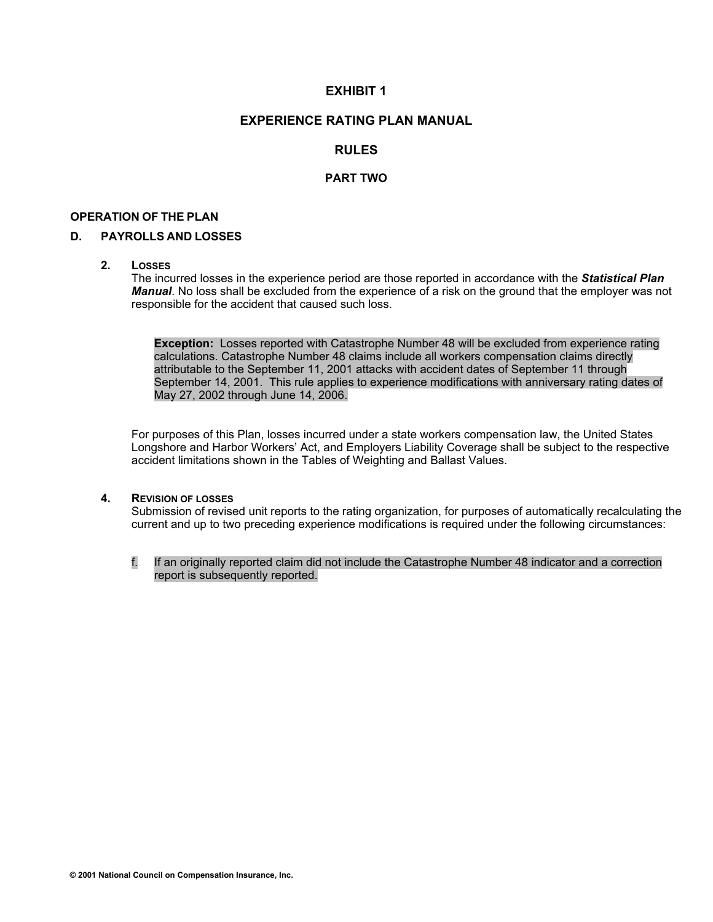# EXHIBIT 1

## EXPERIENCE RATING PLAN MANUAL

## RULES

## PART TWO

### OPERATION OF THE PLAN

### D. PAYROLLS AND LOSSES

**2. LOSSES**

The incurred losses in the experience period are those reported in accordance with the ***Statistical Plan Manual***. No loss shall be excluded from the experience of a risk on the ground that the employer was not responsible for the accident that caused such loss.

> **Exception:** Losses reported with Catastrophe Number 48 will be excluded from experience rating calculations. Catastrophe Number 48 claims include all workers compensation claims directly attributable to the September 11, 2001 attacks with accident dates of September 11 through September 14, 2001. This rule applies to experience modifications with anniversary rating dates of May 27, 2002 through June 14, 2006.

For purposes of this Plan, losses incurred under a state workers compensation law, the United States Longshore and Harbor Workers' Act, and Employers Liability Coverage shall be subject to the respective accident limitations shown in the Tables of Weighting and Ballast Values.

**4. REVISION OF LOSSES**

Submission of revised unit reports to the rating organization, for purposes of automatically recalculating the current and up to two preceding experience modifications is required under the following circumstances:

f. If an originally reported claim did not include the Catastrophe Number 48 indicator and a correction report is subsequently reported.

© 2001 National Council on Compensation Insurance, Inc.